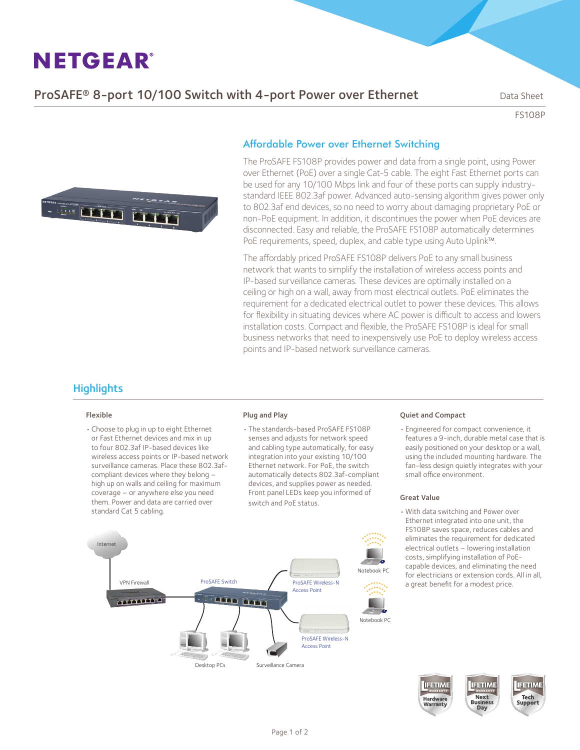# NETGEAR®

## ProSAFE® 8-port 10/100 Switch with 4-port Power over Ethernet

Data Sheet

FS108P

### Affordable Power over Ethernet Switching

The ProSAFE FS108P provides power and data from a single point, using Power over Ethernet (PoE) over a single Cat-5 cable. The eight Fast Ethernet ports can be used for any 10/100 Mbps link and four of these ports can supply industry-standard IEEE 802.3af power. Advanced auto-sensing algorithm gives power only to 802.3af end devices, so no need to worry about damaging proprietary PoE or non-PoE equipment. In addition, it discontinues the power when PoE devices are disconnected. Easy and reliable, the ProSAFE FS108P automatically determines PoE requirements, speed, duplex, and cable type using Auto Uplink™.

The affordably priced ProSAFE FS108P delivers PoE to any small business network that wants to simplify the installation of wireless access points and IP-based surveillance cameras. These devices are optimally installed on a ceiling or high on a wall, away from most electrical outlets. PoE eliminates the requirement for a dedicated electrical outlet to power these devices. This allows for flexibility in situating devices where AC power is difficult to access and lowers installation costs. Compact and flexible, the ProSAFE FS108P is ideal for small business networks that need to inexpensively use PoE to deploy wireless access points and IP-based network surveillance cameras.

## Highlights

### Flexible

- Choose to plug in up to eight Ethernet or Fast Ethernet devices and mix in up to four 802.3af IP-based devices like wireless access points or IP-based network surveillance cameras. Place these 802.3af-compliant devices where they belong – high up on walls and ceiling for maximum coverage – or anywhere else you need them. Power and data are carried over standard Cat 5 cabling.

### Plug and Play

- The standards-based ProSAFE FS108P senses and adjusts for network speed and cabling type automatically, for easy integration into your existing 10/100 Ethernet network. For PoE, the switch automatically detects 802.3af-compliant devices, and supplies power as needed. Front panel LEDs keep you informed of switch and PoE status.

Internet

VPN Firewall

ProSAFE Switch

ProSAFE Wireless-N Access Point

Notebook PC

Notebook PC

ProSAFE Wireless-N Access Point

Desktop PCs

Surveillance Camera

### Quiet and Compact

- Engineered for compact convenience, it features a 9-inch, durable metal case that is easily positioned on your desktop or a wall, using the included mounting hardware. The fan-less design quietly integrates with your small office environment.

### Great Value

- With data switching and Power over Ethernet integrated into one unit, the FS108P saves space, reduces cables and eliminates the requirement for dedicated electrical outlets – lowering installation costs, simplifying installation of PoE-capable devices, and eliminating the need for electricians or extension cords. All in all, a great benefit for a modest price.

LIFETIME WARRANTY Hardware Warranty

LIFETIME WARRANTY Next Business Day

LIFETIME Tech Support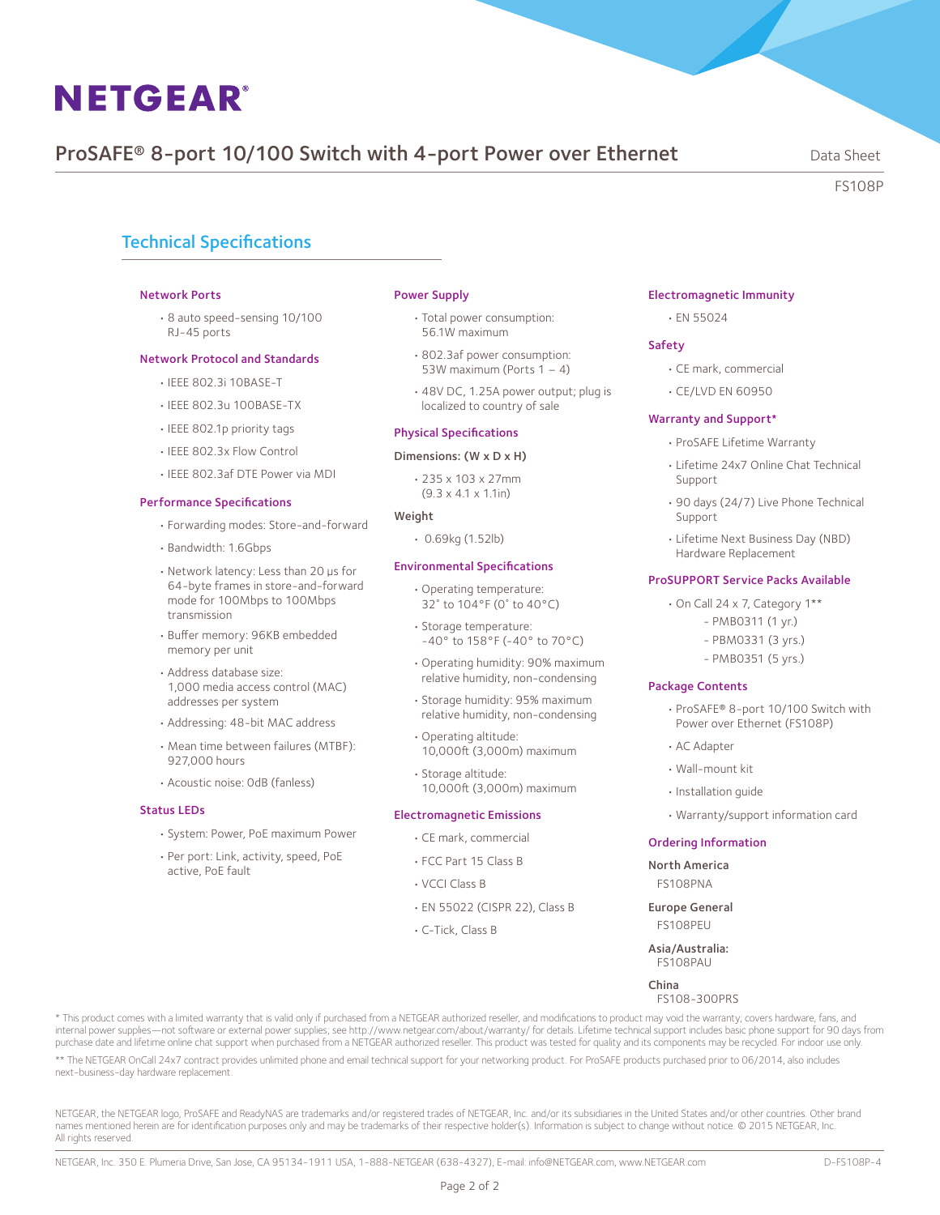# NETGEAR®

## ProSAFE® 8-port 10/100 Switch with 4-port Power over Ethernet

Data Sheet

FS108P

## Technical Specifications

### Network Ports

- 8 auto speed-sensing 10/100 RJ-45 ports

### Network Protocol and Standards

- IEEE 802.3i 10BASE-T
- IEEE 802.3u 100BASE-TX
- IEEE 802.1p priority tags
- IEEE 802.3x Flow Control
- IEEE 802.3af DTE Power via MDI

### Performance Specifications

- Forwarding modes: Store-and-forward
- Bandwidth: 1.6Gbps
- Network latency: Less than 20 µs for 64-byte frames in store-and-forward mode for 100Mbps to 100Mbps transmission
- Buffer memory: 96KB embedded memory per unit
- Address database size: 1,000 media access control (MAC) addresses per system
- Addressing: 48-bit MAC address
- Mean time between failures (MTBF): 927,000 hours
- Acoustic noise: 0dB (fanless)

### Status LEDs

- System: Power, PoE maximum Power
- Per port: Link, activity, speed, PoE active, PoE fault

### Power Supply

- Total power consumption: 56.1W maximum
- 802.3af power consumption: 53W maximum (Ports 1 – 4)
- 48V DC, 1.25A power output; plug is localized to country of sale

### Physical Specifications

**Dimensions: (W x D x H)**

- 235 x 103 x 27mm (9.3 x 4.1 x 1.1in)

**Weight**

- 0.69kg (1.52lb)

### Environmental Specifications

- Operating temperature: 32° to 104°F (0° to 40°C)
- Storage temperature: -40° to 158°F (-40° to 70°C)
- Operating humidity: 90% maximum relative humidity, non-condensing
- Storage humidity: 95% maximum relative humidity, non-condensing
- Operating altitude: 10,000ft (3,000m) maximum
- Storage altitude: 10,000ft (3,000m) maximum

### Electromagnetic Emissions

- CE mark, commercial
- FCC Part 15 Class B
- VCCI Class B
- EN 55022 (CISPR 22), Class B
- C-Tick, Class B

### Electromagnetic Immunity

- EN 55024

### Safety

- CE mark, commercial
- CE/LVD EN 60950

### Warranty and Support*

- ProSAFE Lifetime Warranty
- Lifetime 24x7 Online Chat Technical Support
- 90 days (24/7) Live Phone Technical Support
- Lifetime Next Business Day (NBD) Hardware Replacement

### ProSUPPORT Service Packs Available

- On Call 24 x 7, Category 1**
  - PMB0311 (1 yr.)
  - PBM0331 (3 yrs.)
  - PBM0351 (5 yrs.)

### Package Contents

- ProSAFE® 8-port 10/100 Switch with Power over Ethernet (FS108P)
- AC Adapter
- Wall-mount kit
- Installation guide
- Warranty/support information card

### Ordering Information

**North America**
FS108PNA

**Europe General**
FS108PEU

**Asia/Australia:**
FS108PAU

**China**
FS108-300PRS

* This product comes with a limited warranty that is valid only if purchased from a NETGEAR authorized reseller, and modifications to product may void the warranty; covers hardware, fans, and internal power supplies—not software or external power supplies; see http://www.netgear.com/about/warranty/ for details. Lifetime technical support includes basic phone support for 90 days from purchase date and lifetime online chat support when purchased from a NETGEAR authorized reseller. This product was tested for quality and its components may be recycled. For indoor use only.

** The NETGEAR OnCall 24x7 contract provides unlimited phone and email technical support for your networking product. For ProSAFE products purchased prior to 06/2014, also includes next-business-day hardware replacement.

NETGEAR, the NETGEAR logo, ProSAFE and ReadyNAS are trademarks and/or registered trades of NETGEAR, Inc. and/or its subsidiaries in the United States and/or other countries. Other brand names mentioned herein are for identification purposes only and may be trademarks of their respective holder(s). Information is subject to change without notice. © 2015 NETGEAR, Inc. All rights reserved.

NETGEAR, Inc. 350 E. Plumeria Drive, San Jose, CA 95134-1911 USA, 1-888-NETGEAR (638-4327), E-mail: info@NETGEAR.com, www.NETGEAR.com

D-FS108P-4